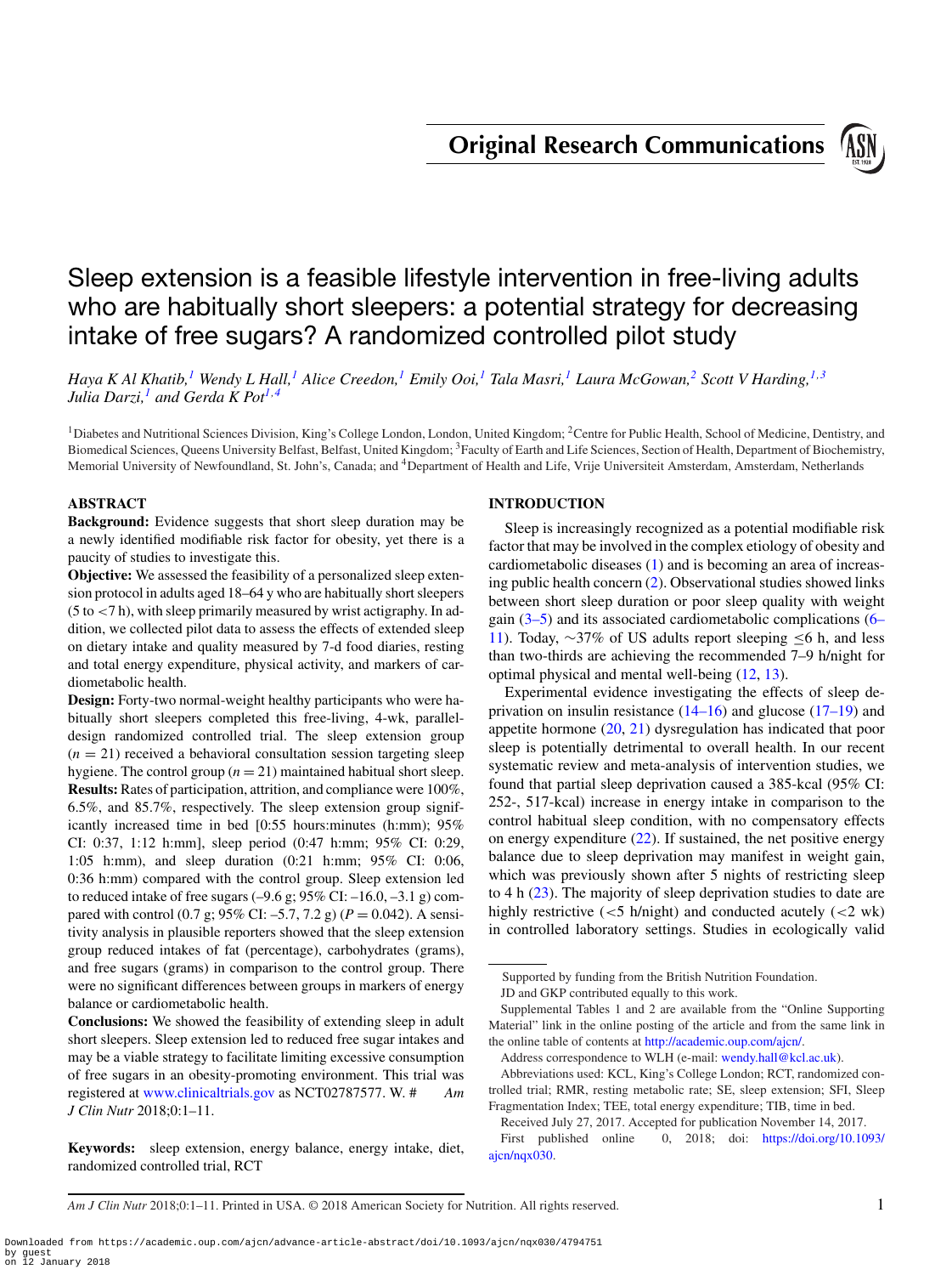Original Research Communications

# Sleep extension is a feasible lifestyle intervention in free-living adults who are habitually short sleepers: a potential strategy for decreasing intake of free sugars? A randomized controlled pilot study

*Haya K Al Khatib,[1] Wendy L Hall,[1] Alice Creedon,[1] Emily Ooi,[1] Tala Masri,[1] Laura McGowan,[2] Scott V Harding,[1,3] Julia Darzi,[1] and Gerda K Pot[1,4]*

[1]Diabetes and Nutritional Sciences Division, King's College London, London, United Kingdom; [2]Centre for Public Health, School of Medicine, Dentistry, and Biomedical Sciences, Queens University Belfast, Belfast, United Kingdom; [3]Faculty of Earth and Life Sciences, Section of Health, Department of Biochemistry, Memorial University of Newfoundland, St. John's, Canada; and [4]Department of Health and Life, Vrije Universiteit Amsterdam, Amsterdam, Netherlands

## ABSTRACT

**Background:** Evidence suggests that short sleep duration may be a newly identified modifiable risk factor for obesity, yet there is a paucity of studies to investigate this.

**Objective:** We assessed the feasibility of a personalized sleep extension protocol in adults aged 18–64 y who are habitually short sleepers (5 to <7 h), with sleep primarily measured by wrist actigraphy. In addition, we collected pilot data to assess the effects of extended sleep on dietary intake and quality measured by 7-d food diaries, resting and total energy expenditure, physical activity, and markers of cardiometabolic health.

**Design:** Forty-two normal-weight healthy participants who were habitually short sleepers completed this free-living, 4-wk, parallel-design randomized controlled trial. The sleep extension group ($n = 21$) received a behavioral consultation session targeting sleep hygiene. The control group ($n = 21$) maintained habitual short sleep.

**Results:** Rates of participation, attrition, and compliance were 100%, 6.5%, and 85.7%, respectively. The sleep extension group significantly increased time in bed [0:55 hours:minutes (h:mm); 95% CI: 0:37, 1:12 h:mm], sleep period (0:47 h:mm; 95% CI: 0:29, 1:05 h:mm), and sleep duration (0:21 h:mm; 95% CI: 0:06, 0:36 h:mm) compared with the control group. Sleep extension led to reduced intake of free sugars (–9.6 g; 95% CI: –16.0, –3.1 g) compared with control (0.7 g; 95% CI: –5.7, 7.2 g) ($P = 0.042$). A sensitivity analysis in plausible reporters showed that the sleep extension group reduced intakes of fat (percentage), carbohydrates (grams), and free sugars (grams) in comparison to the control group. There were no significant differences between groups in markers of energy balance or cardiometabolic health.

**Conclusions:** We showed the feasibility of extending sleep in adult short sleepers. Sleep extension led to reduced free sugar intakes and may be a viable strategy to facilitate limiting excessive consumption of free sugars in an obesity-promoting environment. This trial was registered at www.clinicaltrials.gov as NCT02787577. W. # *Am J Clin Nutr* 2018;0:1–11.

**Keywords:** sleep extension, energy balance, energy intake, diet, randomized controlled trial, RCT

## INTRODUCTION

Sleep is increasingly recognized as a potential modifiable risk factor that may be involved in the complex etiology of obesity and cardiometabolic diseases (1) and is becoming an area of increasing public health concern (2). Observational studies showed links between short sleep duration or poor sleep quality with weight gain (3–5) and its associated cardiometabolic complications (6–11). Today, ~37% of US adults report sleeping ≤6 h, and less than two-thirds are achieving the recommended 7–9 h/night for optimal physical and mental well-being (12, 13).

Experimental evidence investigating the effects of sleep deprivation on insulin resistance (14–16) and glucose (17–19) and appetite hormone (20, 21) dysregulation has indicated that poor sleep is potentially detrimental to overall health. In our recent systematic review and meta-analysis of intervention studies, we found that partial sleep deprivation caused a 385-kcal (95% CI: 252-, 517-kcal) increase in energy intake in comparison to the control habitual sleep condition, with no compensatory effects on energy expenditure (22). If sustained, the net positive energy balance due to sleep deprivation may manifest in weight gain, which was previously shown after 5 nights of restricting sleep to 4 h (23). The majority of sleep deprivation studies to date are highly restrictive (<5 h/night) and conducted acutely (<2 wk) in controlled laboratory settings. Studies in ecologically valid

Supported by funding from the British Nutrition Foundation.

JD and GKP contributed equally to this work.

Supplemental Tables 1 and 2 are available from the "Online Supporting Material" link in the online posting of the article and from the same link in the online table of contents at http://academic.oup.com/ajcn/.

Address correspondence to WLH (e-mail: wendy.hall@kcl.ac.uk).

Abbreviations used: KCL, King's College London; RCT, randomized controlled trial; RMR, resting metabolic rate; SE, sleep extension; SFI, Sleep Fragmentation Index; TEE, total energy expenditure; TIB, time in bed.

Received July 27, 2017. Accepted for publication November 14, 2017.

First published online 0, 2018; doi: https://doi.org/10.1093/ajcn/nqx030.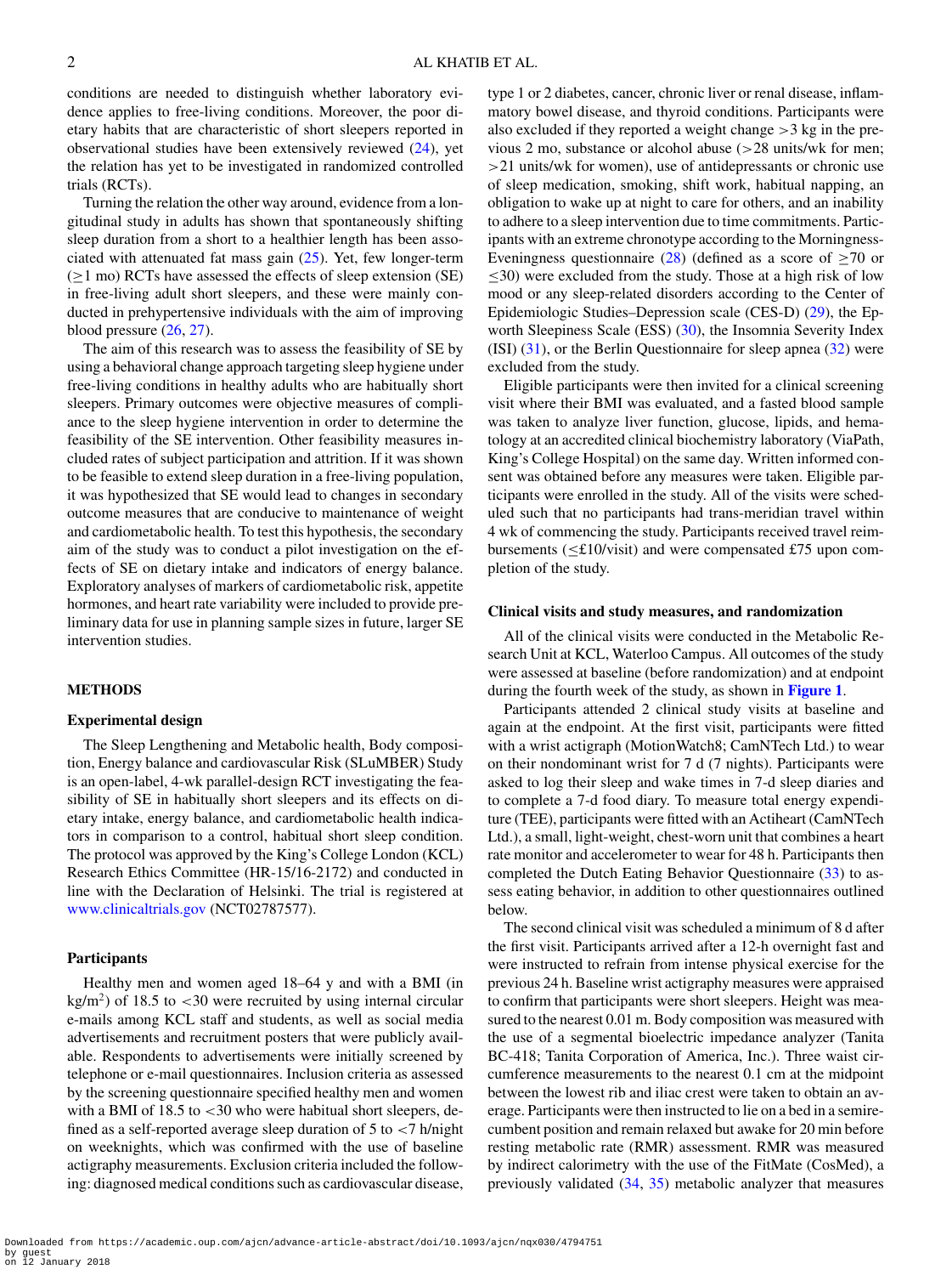conditions are needed to distinguish whether laboratory evidence applies to free-living conditions. Moreover, the poor dietary habits that are characteristic of short sleepers reported in observational studies have been extensively reviewed (24), yet the relation has yet to be investigated in randomized controlled trials (RCTs).

Turning the relation the other way around, evidence from a longitudinal study in adults has shown that spontaneously shifting sleep duration from a short to a healthier length has been associated with attenuated fat mass gain (25). Yet, few longer-term (≥1 mo) RCTs have assessed the effects of sleep extension (SE) in free-living adult short sleepers, and these were mainly conducted in prehypertensive individuals with the aim of improving blood pressure (26, 27).

The aim of this research was to assess the feasibility of SE by using a behavioral change approach targeting sleep hygiene under free-living conditions in healthy adults who are habitually short sleepers. Primary outcomes were objective measures of compliance to the sleep hygiene intervention in order to determine the feasibility of the SE intervention. Other feasibility measures included rates of subject participation and attrition. If it was shown to be feasible to extend sleep duration in a free-living population, it was hypothesized that SE would lead to changes in secondary outcome measures that are conducive to maintenance of weight and cardiometabolic health. To test this hypothesis, the secondary aim of the study was to conduct a pilot investigation on the effects of SE on dietary intake and indicators of energy balance. Exploratory analyses of markers of cardiometabolic risk, appetite hormones, and heart rate variability were included to provide preliminary data for use in planning sample sizes in future, larger SE intervention studies.

## METHODS

### Experimental design

The Sleep Lengthening and Metabolic health, Body composition, Energy balance and cardiovascular Risk (SLuMBER) Study is an open-label, 4-wk parallel-design RCT investigating the feasibility of SE in habitually short sleepers and its effects on dietary intake, energy balance, and cardiometabolic health indicators in comparison to a control, habitual short sleep condition. The protocol was approved by the King's College London (KCL) Research Ethics Committee (HR-15/16-2172) and conducted in line with the Declaration of Helsinki. The trial is registered at www.clinicaltrials.gov (NCT02787577).

### Participants

Healthy men and women aged 18–64 y and with a BMI (in kg/m$^2$) of 18.5 to <30 were recruited by using internal circular e-mails among KCL staff and students, as well as social media advertisements and recruitment posters that were publicly available. Respondents to advertisements were initially screened by telephone or e-mail questionnaires. Inclusion criteria as assessed by the screening questionnaire specified healthy men and women with a BMI of 18.5 to <30 who were habitual short sleepers, defined as a self-reported average sleep duration of 5 to <7 h/night on weeknights, which was confirmed with the use of baseline actigraphy measurements. Exclusion criteria included the following: diagnosed medical conditions such as cardiovascular disease, type 1 or 2 diabetes, cancer, chronic liver or renal disease, inflammatory bowel disease, and thyroid conditions. Participants were also excluded if they reported a weight change >3 kg in the previous 2 mo, substance or alcohol abuse (>28 units/wk for men; >21 units/wk for women), use of antidepressants or chronic use of sleep medication, smoking, shift work, habitual napping, an obligation to wake up at night to care for others, and an inability to adhere to a sleep intervention due to time commitments. Participants with an extreme chronotype according to the Morningness-Eveningness questionnaire (28) (defined as a score of ≥70 or ≤30) were excluded from the study. Those at a high risk of low mood or any sleep-related disorders according to the Center of Epidemiologic Studies–Depression scale (CES-D) (29), the Epworth Sleepiness Scale (ESS) (30), the Insomnia Severity Index (ISI) (31), or the Berlin Questionnaire for sleep apnea (32) were excluded from the study.

Eligible participants were then invited for a clinical screening visit where their BMI was evaluated, and a fasted blood sample was taken to analyze liver function, glucose, lipids, and hematology at an accredited clinical biochemistry laboratory (ViaPath, King's College Hospital) on the same day. Written informed consent was obtained before any measures were taken. Eligible participants were enrolled in the study. All of the visits were scheduled such that no participants had trans-meridian travel within 4 wk of commencing the study. Participants received travel reimbursements (≤£10/visit) and were compensated £75 upon completion of the study.

### Clinical visits and study measures, and randomization

All of the clinical visits were conducted in the Metabolic Research Unit at KCL, Waterloo Campus. All outcomes of the study were assessed at baseline (before randomization) and at endpoint during the fourth week of the study, as shown in **Figure 1**.

Participants attended 2 clinical study visits at baseline and again at the endpoint. At the first visit, participants were fitted with a wrist actigraph (MotionWatch8; CamNTech Ltd.) to wear on their nondominant wrist for 7 d (7 nights). Participants were asked to log their sleep and wake times in 7-d sleep diaries and to complete a 7-d food diary. To measure total energy expenditure (TEE), participants were fitted with an Actiheart (CamNTech Ltd.), a small, light-weight, chest-worn unit that combines a heart rate monitor and accelerometer to wear for 48 h. Participants then completed the Dutch Eating Behavior Questionnaire (33) to assess eating behavior, in addition to other questionnaires outlined below.

The second clinical visit was scheduled a minimum of 8 d after the first visit. Participants arrived after a 12-h overnight fast and were instructed to refrain from intense physical exercise for the previous 24 h. Baseline wrist actigraphy measures were appraised to confirm that participants were short sleepers. Height was measured to the nearest 0.01 m. Body composition was measured with the use of a segmental bioelectric impedance analyzer (Tanita BC-418; Tanita Corporation of America, Inc.). Three waist circumference measurements to the nearest 0.1 cm at the midpoint between the lowest rib and iliac crest were taken to obtain an average. Participants were then instructed to lie on a bed in a semirecumbent position and remain relaxed but awake for 20 min before resting metabolic rate (RMR) assessment. RMR was measured by indirect calorimetry with the use of the FitMate (CosMed), a previously validated (34, 35) metabolic analyzer that measures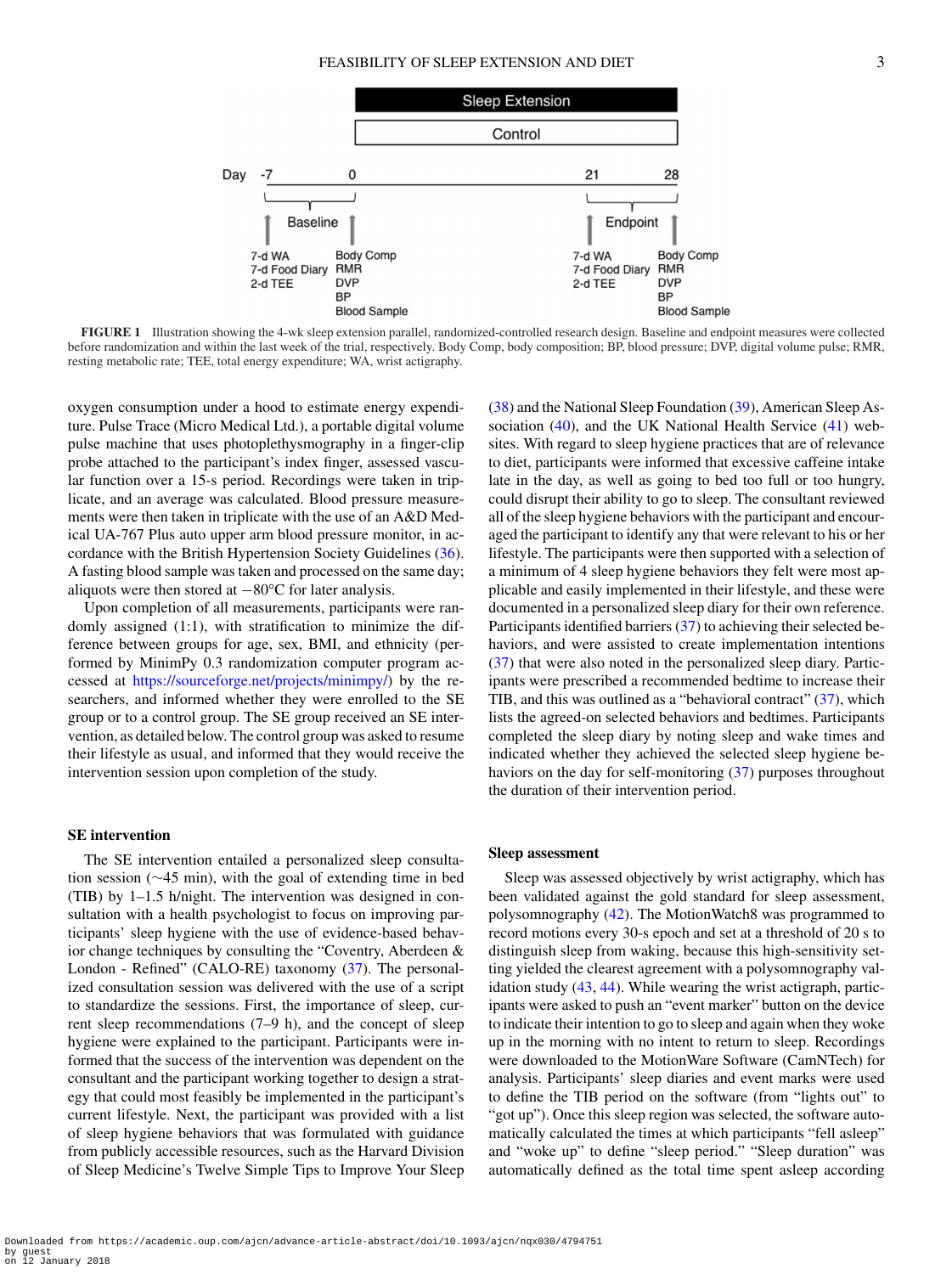FIGURE 1 Illustration showing the 4-wk sleep extension parallel, randomized-controlled research design. Baseline and endpoint measures were collected before randomization and within the last week of the trial, respectively. Body Comp, body composition; BP, blood pressure; DVP, digital volume pulse; RMR, resting metabolic rate; TEE, total energy expenditure; WA, wrist actigraphy.

oxygen consumption under a hood to estimate energy expenditure. Pulse Trace (Micro Medical Ltd.), a portable digital volume pulse machine that uses photoplethysmography in a finger-clip probe attached to the participant's index finger, assessed vascular function over a 15-s period. Recordings were taken in triplicate, and an average was calculated. Blood pressure measurements were then taken in triplicate with the use of an A&D Medical UA-767 Plus auto upper arm blood pressure monitor, in accordance with the British Hypertension Society Guidelines (36). A fasting blood sample was taken and processed on the same day; aliquots were then stored at −80°C for later analysis.

Upon completion of all measurements, participants were randomly assigned (1:1), with stratification to minimize the difference between groups for age, sex, BMI, and ethnicity (performed by MinimPy 0.3 randomization computer program accessed at https://sourceforge.net/projects/minimpy/) by the researchers, and informed whether they were enrolled to the SE group or to a control group. The SE group received an SE intervention, as detailed below. The control group was asked to resume their lifestyle as usual, and informed that they would receive the intervention session upon completion of the study.

### SE intervention

The SE intervention entailed a personalized sleep consultation session (~45 min), with the goal of extending time in bed (TIB) by 1–1.5 h/night. The intervention was designed in consultation with a health psychologist to focus on improving participants' sleep hygiene with the use of evidence-based behavior change techniques by consulting the "Coventry, Aberdeen & London - Refined" (CALO-RE) taxonomy (37). The personalized consultation session was delivered with the use of a script to standardize the sessions. First, the importance of sleep, current sleep recommendations (7–9 h), and the concept of sleep hygiene were explained to the participant. Participants were informed that the success of the intervention was dependent on the consultant and the participant working together to design a strategy that could most feasibly be implemented in the participant's current lifestyle. Next, the participant was provided with a list of sleep hygiene behaviors that was formulated with guidance from publicly accessible resources, such as the Harvard Division of Sleep Medicine's Twelve Simple Tips to Improve Your Sleep (38) and the National Sleep Foundation (39), American Sleep Association (40), and the UK National Health Service (41) websites. With regard to sleep hygiene practices that are of relevance to diet, participants were informed that excessive caffeine intake late in the day, as well as going to bed too full or too hungry, could disrupt their ability to go to sleep. The consultant reviewed all of the sleep hygiene behaviors with the participant and encouraged the participant to identify any that were relevant to his or her lifestyle. The participants were then supported with a selection of a minimum of 4 sleep hygiene behaviors they felt were most applicable and easily implemented in their lifestyle, and these were documented in a personalized sleep diary for their own reference. Participants identified barriers (37) to achieving their selected behaviors, and were assisted to create implementation intentions (37) that were also noted in the personalized sleep diary. Participants were prescribed a recommended bedtime to increase their TIB, and this was outlined as a "behavioral contract" (37), which lists the agreed-on selected behaviors and bedtimes. Participants completed the sleep diary by noting sleep and wake times and indicated whether they achieved the selected sleep hygiene behaviors on the day for self-monitoring (37) purposes throughout the duration of their intervention period.

### Sleep assessment

Sleep was assessed objectively by wrist actigraphy, which has been validated against the gold standard for sleep assessment, polysomnography (42). The MotionWatch8 was programmed to record motions every 30-s epoch and set at a threshold of 20 s to distinguish sleep from waking, because this high-sensitivity setting yielded the clearest agreement with a polysomnography validation study (43, 44). While wearing the wrist actigraph, participants were asked to push an "event marker" button on the device to indicate their intention to go to sleep and again when they woke up in the morning with no intent to return to sleep. Recordings were downloaded to the MotionWare Software (CamNTech) for analysis. Participants' sleep diaries and event marks were used to define the TIB period on the software (from "lights out" to "got up"). Once this sleep region was selected, the software automatically calculated the times at which participants "fell asleep" and "woke up" to define "sleep period." "Sleep duration" was automatically defined as the total time spent asleep according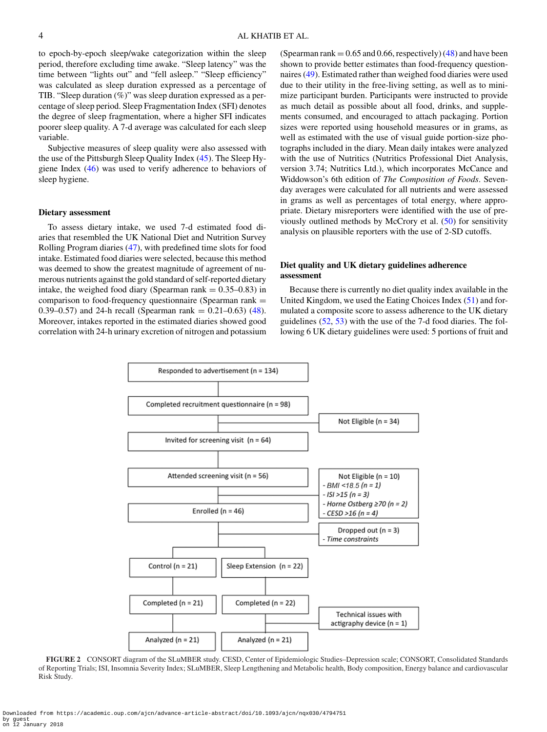to epoch-by-epoch sleep/wake categorization within the sleep period, therefore excluding time awake. "Sleep latency" was the time between "lights out" and "fell asleep." "Sleep efficiency" was calculated as sleep duration expressed as a percentage of TIB. "Sleep duration (%)" was sleep duration expressed as a percentage of sleep period. Sleep Fragmentation Index (SFI) denotes the degree of sleep fragmentation, where a higher SFI indicates poorer sleep quality. A 7-d average was calculated for each sleep variable.

Subjective measures of sleep quality were also assessed with the use of the Pittsburgh Sleep Quality Index (45). The Sleep Hygiene Index (46) was used to verify adherence to behaviors of sleep hygiene.

## Dietary assessment

To assess dietary intake, we used 7-d estimated food diaries that resembled the UK National Diet and Nutrition Survey Rolling Program diaries (47), with predefined time slots for food intake. Estimated food diaries were selected, because this method was deemed to show the greatest magnitude of agreement of numerous nutrients against the gold standard of self-reported dietary intake, the weighed food diary (Spearman rank = 0.35–0.83) in comparison to food-frequency questionnaire (Spearman rank = 0.39–0.57) and 24-h recall (Spearman rank = 0.21–0.63) (48). Moreover, intakes reported in the estimated diaries showed good correlation with 24-h urinary excretion of nitrogen and potassium (Spearman rank = 0.65 and 0.66, respectively) (48) and have been shown to provide better estimates than food-frequency questionnaires (49). Estimated rather than weighed food diaries were used due to their utility in the free-living setting, as well as to minimize participant burden. Participants were instructed to provide as much detail as possible about all food, drinks, and supplements consumed, and encouraged to attach packaging. Portion sizes were reported using household measures or in grams, as well as estimated with the use of visual guide portion-size photographs included in the diary. Mean daily intakes were analyzed with the use of Nutritics (Nutritics Professional Diet Analysis, version 3.74; Nutritics Ltd.), which incorporates McCance and Widdowson's 6th edition of *The Composition of Foods*. Seven-day averages were calculated for all nutrients and were assessed in grams as well as percentages of total energy, where appropriate. Dietary misreporters were identified with the use of previously outlined methods by McCrory et al. (50) for sensitivity analysis on plausible reporters with the use of 2-SD cutoffs.

## Diet quality and UK dietary guidelines adherence assessment

Because there is currently no diet quality index available in the United Kingdom, we used the Eating Choices Index (51) and formulated a composite score to assess adherence to the UK dietary guidelines (52, 53) with the use of the 7-d food diaries. The following 6 UK dietary guidelines were used: 5 portions of fruit and

- Responded to advertisement (n = 134)
- Completed recruitment questionnaire (n = 98)
  - Not Eligible (n = 34)
- Invited for screening visit (n = 64)
- Attended screening visit (n = 56)
  - Not Eligible (n = 10)
    - *BMI <18.5 (n = 1)*
    - *ISI >15 (n = 3)*
    - *Horne Ostberg ≥70 (n = 2)*
    - *CESD >16 (n = 4)*
- Enrolled (n = 46)
  - Dropped out (n = 3)
    - *Time constraints*
- Control (n = 21) → Completed (n = 21) → Analyzed (n = 21)
- Sleep Extension (n = 22) → Completed (n = 22) → Analyzed (n = 21)
  - Technical issues with actigraphy device (n = 1)

**FIGURE 2** CONSORT diagram of the SLuMBER study. CESD, Center of Epidemiologic Studies–Depression scale; CONSORT, Consolidated Standards of Reporting Trials; ISI, Insomnia Severity Index; SLuMBER, Sleep Lengthening and Metabolic health, Body composition, Energy balance and cardiovascular Risk Study.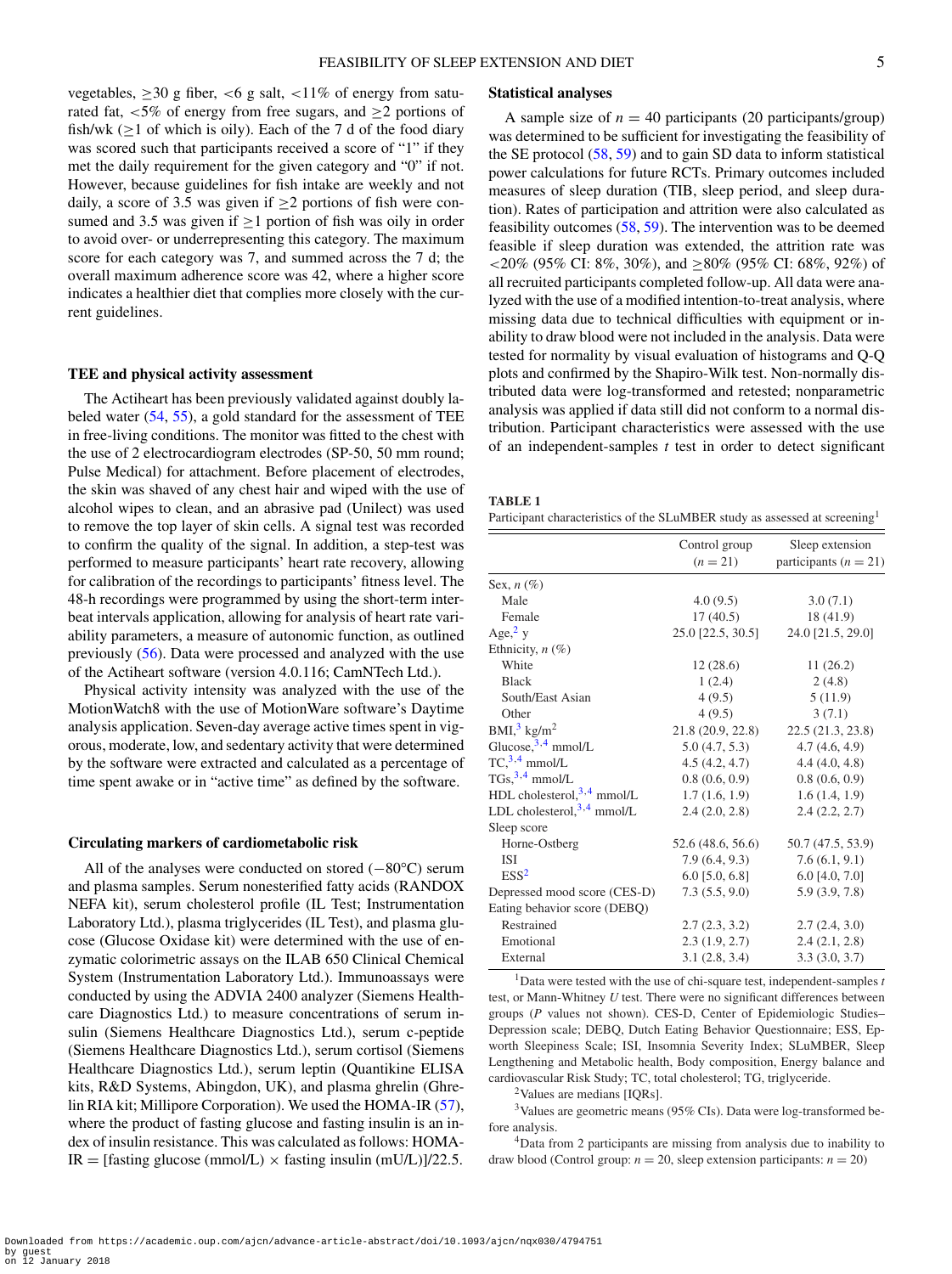vegetables, ≥30 g fiber, <6 g salt, <11% of energy from saturated fat, <5% of energy from free sugars, and ≥2 portions of fish/wk (≥1 of which is oily). Each of the 7 d of the food diary was scored such that participants received a score of "1" if they met the daily requirement for the given category and "0" if not. However, because guidelines for fish intake are weekly and not daily, a score of 3.5 was given if ≥2 portions of fish were consumed and 3.5 was given if ≥1 portion of fish was oily in order to avoid over- or underrepresenting this category. The maximum score for each category was 7, and summed across the 7 d; the overall maximum adherence score was 42, where a higher score indicates a healthier diet that complies more closely with the current guidelines.

### TEE and physical activity assessment

The Actiheart has been previously validated against doubly labeled water (54, 55), a gold standard for the assessment of TEE in free-living conditions. The monitor was fitted to the chest with the use of 2 electrocardiogram electrodes (SP-50, 50 mm round; Pulse Medical) for attachment. Before placement of electrodes, the skin was shaved of any chest hair and wiped with the use of alcohol wipes to clean, and an abrasive pad (Unilect) was used to remove the top layer of skin cells. A signal test was recorded to confirm the quality of the signal. In addition, a step-test was performed to measure participants' heart rate recovery, allowing for calibration of the recordings to participants' fitness level. The 48-h recordings were programmed by using the short-term interbeat intervals application, allowing for analysis of heart rate variability parameters, a measure of autonomic function, as outlined previously (56). Data were processed and analyzed with the use of the Actiheart software (version 4.0.116; CamNTech Ltd.).

Physical activity intensity was analyzed with the use of the MotionWatch8 with the use of MotionWare software's Daytime analysis application. Seven-day average active times spent in vigorous, moderate, low, and sedentary activity that were determined by the software were extracted and calculated as a percentage of time spent awake or in "active time" as defined by the software.

### Circulating markers of cardiometabolic risk

All of the analyses were conducted on stored (−80°C) serum and plasma samples. Serum nonesterified fatty acids (RANDOX NEFA kit), serum cholesterol profile (IL Test; Instrumentation Laboratory Ltd.), plasma triglycerides (IL Test), and plasma glucose (Glucose Oxidase kit) were determined with the use of enzymatic colorimetric assays on the ILAB 650 Clinical Chemical System (Instrumentation Laboratory Ltd.). Immunoassays were conducted by using the ADVIA 2400 analyzer (Siemens Healthcare Diagnostics Ltd.) to measure concentrations of serum insulin (Siemens Healthcare Diagnostics Ltd.), serum c-peptide (Siemens Healthcare Diagnostics Ltd.), serum cortisol (Siemens Healthcare Diagnostics Ltd.), serum leptin (Quantikine ELISA kits, R&D Systems, Abingdon, UK), and plasma ghrelin (Ghrelin RIA kit; Millipore Corporation). We used the HOMA-IR (57), where the product of fasting glucose and fasting insulin is an index of insulin resistance. This was calculated as follows: HOMA-IR = [fasting glucose (mmol/L) × fasting insulin (mU/L)]/22.5.

### Statistical analyses

A sample size of $n = 40$ participants (20 participants/group) was determined to be sufficient for investigating the feasibility of the SE protocol (58, 59) and to gain SD data to inform statistical power calculations for future RCTs. Primary outcomes included measures of sleep duration (TIB, sleep period, and sleep duration). Rates of participation and attrition were also calculated as feasibility outcomes (58, 59). The intervention was to be deemed feasible if sleep duration was extended, the attrition rate was <20% (95% CI: 8%, 30%), and ≥80% (95% CI: 68%, 92%) of all recruited participants completed follow-up. All data were analyzed with the use of a modified intention-to-treat analysis, where missing data due to technical difficulties with equipment or inability to draw blood were not included in the analysis. Data were tested for normality by visual evaluation of histograms and Q-Q plots and confirmed by the Shapiro-Wilk test. Non-normally distributed data were log-transformed and retested; nonparametric analysis was applied if data still did not conform to a normal distribution. Participant characteristics were assessed with the use of an independent-samples *t* test in order to detect significant

**TABLE 1**
Participant characteristics of the SLuMBER study as assessed at screening[1]

| | Control group ($n = 21$) | Sleep extension participants ($n = 21$) |
|---|---|---|
| Sex, *n* (%) | | |
| Male | 4.0 (9.5) | 3.0 (7.1) |
| Female | 17 (40.5) | 18 (41.9) |
| Age,[2] y | 25.0 [22.5, 30.5] | 24.0 [21.5, 29.0] |
| Ethnicity, *n* (%) | | |
| White | 12 (28.6) | 11 (26.2) |
| Black | 1 (2.4) | 2 (4.8) |
| South/East Asian | 4 (9.5) | 5 (11.9) |
| Other | 4 (9.5) | 3 (7.1) |
| BMI,[3] kg/m$^2$ | 21.8 (20.9, 22.8) | 22.5 (21.3, 23.8) |
| Glucose,[3,4] mmol/L | 5.0 (4.7, 5.3) | 4.7 (4.6, 4.9) |
| TC,[3,4] mmol/L | 4.5 (4.2, 4.7) | 4.4 (4.0, 4.8) |
| TGs,[3,4] mmol/L | 0.8 (0.6, 0.9) | 0.8 (0.6, 0.9) |
| HDL cholesterol,[3,4] mmol/L | 1.7 (1.6, 1.9) | 1.6 (1.4, 1.9) |
| LDL cholesterol,[3,4] mmol/L | 2.4 (2.0, 2.8) | 2.4 (2.2, 2.7) |
| Sleep score | | |
| Horne-Ostberg | 52.6 (48.6, 56.6) | 50.7 (47.5, 53.9) |
| ISI | 7.9 (6.4, 9.3) | 7.6 (6.1, 9.1) |
| ESS[2] | 6.0 [5.0, 6.8] | 6.0 [4.0, 7.0] |
| Depressed mood score (CES-D) | 7.3 (5.5, 9.0) | 5.9 (3.9, 7.8) |
| Eating behavior score (DEBQ) | | |
| Restrained | 2.7 (2.3, 3.2) | 2.7 (2.4, 3.0) |
| Emotional | 2.3 (1.9, 2.7) | 2.4 (2.1, 2.8) |
| External | 3.1 (2.8, 3.4) | 3.3 (3.0, 3.7) |

[1]Data were tested with the use of chi-square test, independent-samples *t* test, or Mann-Whitney *U* test. There were no significant differences between groups (*P* values not shown). CES-D, Center of Epidemiologic Studies–Depression scale; DEBQ, Dutch Eating Behavior Questionnaire; ESS, Epworth Sleepiness Scale; ISI, Insomnia Severity Index; SLuMBER, Sleep Lengthening and Metabolic health, Body composition, Energy balance and cardiovascular Risk Study; TC, total cholesterol; TG, triglyceride.

[2]Values are medians [IQRs].

[3]Values are geometric means (95% CIs). Data were log-transformed before analysis.

[4]Data from 2 participants are missing from analysis due to inability to draw blood (Control group: $n = 20$, sleep extension participants: $n = 20$)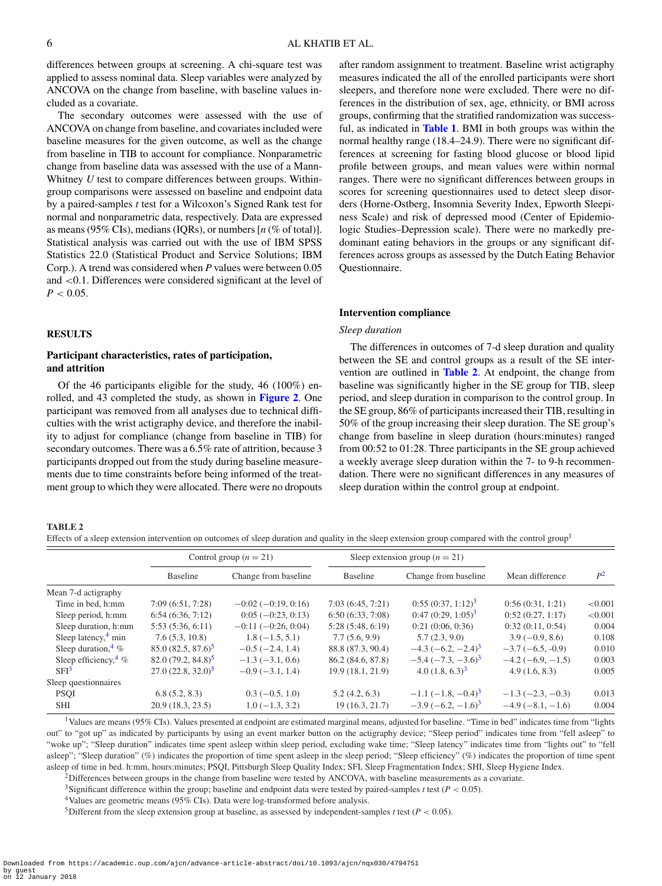differences between groups at screening. A chi-square test was applied to assess nominal data. Sleep variables were analyzed by ANCOVA on the change from baseline, with baseline values included as a covariate.

The secondary outcomes were assessed with the use of ANCOVA on change from baseline, and covariates included were baseline measures for the given outcome, as well as the change from baseline in TIB to account for compliance. Nonparametric change from baseline data was assessed with the use of a Mann-Whitney $U$ test to compare differences between groups. Within-group comparisons were assessed on baseline and endpoint data by a paired-samples $t$ test for a Wilcoxon's Signed Rank test for normal and nonparametric data, respectively. Data are expressed as means (95% CIs), medians (IQRs), or numbers [$n$ (% of total)]. Statistical analysis was carried out with the use of IBM SPSS Statistics 22.0 (Statistical Product and Service Solutions; IBM Corp.). A trend was considered when $P$ values were between 0.05 and <0.1. Differences were considered significant at the level of $P < 0.05$.

## RESULTS

### Participant characteristics, rates of participation, and attrition

Of the 46 participants eligible for the study, 46 (100%) enrolled, and 43 completed the study, as shown in **Figure 2**. One participant was removed from all analyses due to technical difficulties with the wrist actigraphy device, and therefore the inability to adjust for compliance (change from baseline in TIB) for secondary outcomes. There was a 6.5% rate of attrition, because 3 participants dropped out from the study during baseline measurements due to time constraints before being informed of the treatment group to which they were allocated. There were no dropouts after random assignment to treatment. Baseline wrist actigraphy measures indicated the all of the enrolled participants were short sleepers, and therefore none were excluded. There were no differences in the distribution of sex, age, ethnicity, or BMI across groups, confirming that the stratified randomization was successful, as indicated in **Table 1**. BMI in both groups was within the normal healthy range (18.4–24.9). There were no significant differences at screening for fasting blood glucose or blood lipid profile between groups, and mean values were within normal ranges. There were no significant differences between groups in scores for screening questionnaires used to detect sleep disorders (Horne-Ostberg, Insomnia Severity Index, Epworth Sleepiness Scale) and risk of depressed mood (Center of Epidemiologic Studies–Depression scale). There were no markedly predominant eating behaviors in the groups or any significant differences across groups as assessed by the Dutch Eating Behavior Questionnaire.

### Intervention compliance

#### *Sleep duration*

The differences in outcomes of 7-d sleep duration and quality between the SE and control groups as a result of the SE intervention are outlined in **Table 2**. At endpoint, the change from baseline was significantly higher in the SE group for TIB, sleep period, and sleep duration in comparison to the control group. In the SE group, 86% of participants increased their TIB, resulting in 50% of the group increasing their sleep duration. The SE group's change from baseline in sleep duration (hours:minutes) ranged from 00:52 to 01:28. Three participants in the SE group achieved a weekly average sleep duration within the 7- to 9-h recommendation. There were no significant differences in any measures of sleep duration within the control group at endpoint.

**TABLE 2**

Effects of a sleep extension intervention on outcomes of sleep duration and quality in the sleep extension group compared with the control group[1]

| | Control group ($n$ = 21) | | Sleep extension group ($n$ = 21) | | | |
|---|---|---|---|---|---|---|
| | Baseline | Change from baseline | Baseline | Change from baseline | Mean difference | $P$[2] |
| Mean 7-d actigraphy | | | | | | |
| Time in bed, h:mm | 7:09 (6:51, 7:28) | −0:02 (−0:19, 0:16) | 7:03 (6:45, 7:21) | 0:55 (0:37, 1:12)[3] | 0:56 (0:31, 1:21) | <0.001 |
| Sleep period, h:mm | 6:54 (6:36, 7:12) | 0:05 (−0:23, 0:13) | 6:50 (6:33, 7:08) | 0:47 (0:29, 1:05)[3] | 0:52 (0:27, 1:17) | <0.001 |
| Sleep duration, h:mm | 5:53 (5:36, 6:11) | −0:11 (−0:26, 0:04) | 5:28 (5:48, 6:19) | 0:21 (0:06, 0:36) | 0:32 (0:11, 0:54) | 0.004 |
| Sleep latency,[4] min | 7.6 (5.3, 10.8) | 1.8 (−1.5, 5.1) | 7.7 (5.6, 9.9) | 5.7 (2.3, 9.0) | 3.9 (−0.9, 8.6) | 0.108 |
| Sleep duration,[4] % | 85.0 (82.5, 87.6)[5] | −0.5 (−2.4, 1.4) | 88.8 (87.3, 90.4) | −4.3 (−6.2, −2.4)[3] | −3.7 (−6.5, -0.9) | 0.010 |
| Sleep efficiency,[4] % | 82.0 (79.2, 84.8)[5] | −1.3 (−3.1, 0.6) | 86.2 (84.6, 87.8) | −5.4 (−7.3, −3.6)[3] | −4.2 (−6.9, −1.5) | 0.003 |
| SFI[3] | 27.0 (22.8, 32.0)[5] | −0.9 (−3.1, 1.4) | 19.9 (18.1, 21.9) | 4.0 (1.8, 6.3)[3] | 4.9 (1.6, 8.3) | 0.005 |
| Sleep questionnaires | | | | | | |
| PSQI | 6.8 (5.2, 8.3) | 0.3 (−0.5, 1.0) | 5.2 (4.2, 6.3) | −1.1 (−1.8, −0.4)[3] | −1.3 (−2.3, −0.3) | 0.013 |
| SHI | 20.9 (18.3, 23.5) | 1.0 (−1.3, 3.2) | 19 (16.3, 21.7) | −3.9 (−6.2, −1.6)[3] | −4.9 (−8.1, −1.6) | 0.004 |

[1]Values are means (95% CIs). Values presented at endpoint are estimated marginal means, adjusted for baseline. "Time in bed" indicates time from "lights out" to "got up" as indicated by participants by using an event marker button on the actigraphy device; "Sleep period" indicates time from "fell asleep" to "woke up"; "Sleep duration" indicates time spent asleep within sleep period, excluding wake time; "Sleep latency" indicates time from "lights out" to "fell asleep"; "Sleep duration" (%) indicates the proportion of time spent asleep in the sleep period; "Sleep efficiency" (%) indicates the proportion of time spent asleep of time in bed. h:mm, hours:minutes; PSQI, Pittsburgh Sleep Quality Index; SFI, Sleep Fragmentation Index; SHI, Sleep Hygiene Index.

[2]Differences between groups in the change from baseline were tested by ANCOVA, with baseline measurements as a covariate.

[3]Significant difference within the group; baseline and endpoint data were tested by paired-samples $t$ test ($P < 0.05$).

[4]Values are geometric means (95% CIs). Data were log-transformed before analysis.

[5]Different from the sleep extension group at baseline, as assessed by independent-samples $t$ test ($P < 0.05$).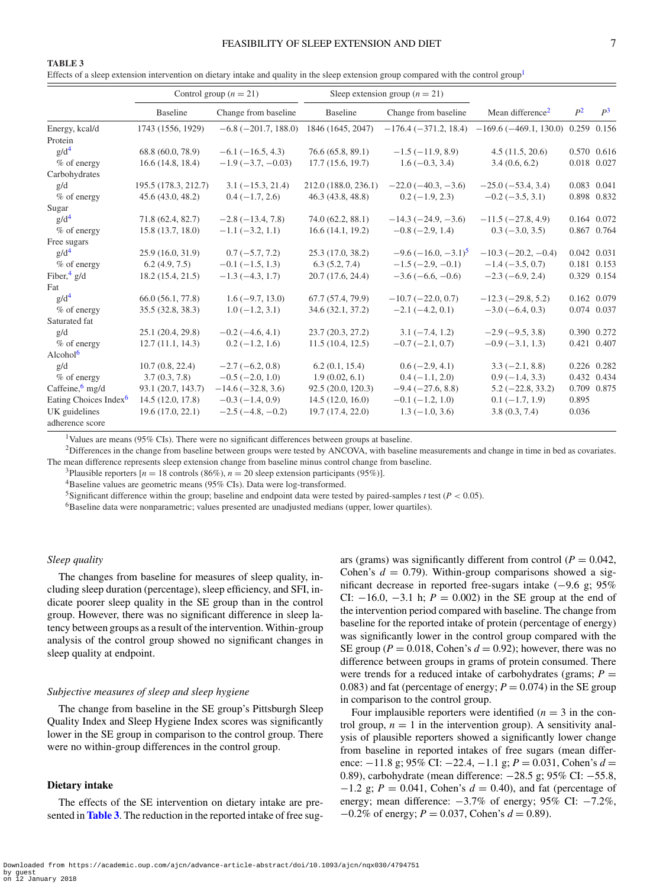**TABLE 3**
Effects of a sleep extension intervention on dietary intake and quality in the sleep extension group compared with the control group[1]

| | Control group ($n = 21$) | | Sleep extension group ($n = 21$) | | | | |
|---|---|---|---|---|---|---|---|
| | Baseline | Change from baseline | Baseline | Change from baseline | Mean difference[2] | $P$[2] | $P$[3] |
| Energy, kcal/d | 1743 (1556, 1929) | −6.8 (−201.7, 188.0) | 1846 (1645, 2047) | −176.4 (−371.2, 18.4) | −169.6 (−469.1, 130.0) | 0.259 | 0.156 |
| Protein | | | | | | | |
| g/d[4] | 68.8 (60.0, 78.9) | −6.1 (−16.5, 4.3) | 76.6 (65.8, 89.1) | −1.5 (−11.9, 8.9) | 4.5 (11.5, 20.6) | 0.570 | 0.616 |
| % of energy | 16.6 (14.8, 18.4) | −1.9 (−3.7, −0.03) | 17.7 (15.6, 19.7) | 1.6 (−0.3, 3.4) | 3.4 (0.6, 6.2) | 0.018 | 0.027 |
| Carbohydrates | | | | | | | |
| g/d | 195.5 (178.3, 212.7) | 3.1 (−15.3, 21.4) | 212.0 (188.0, 236.1) | −22.0 (−40.3, −3.6) | −25.0 (−53.4, 3.4) | 0.083 | 0.041 |
| % of energy | 45.6 (43.0, 48.2) | 0.4 (−1.7, 2.6) | 46.3 (43.8, 48.8) | 0.2 (−1.9, 2.3) | −0.2 (−3.5, 3.1) | 0.898 | 0.832 |
| Sugar | | | | | | | |
| g/d[4] | 71.8 (62.4, 82.7) | −2.8 (−13.4, 7.8) | 74.0 (62.2, 88.1) | −14.3 (−24.9, −3.6) | −11.5 (−27.8, 4.9) | 0.164 | 0.072 |
| % of energy | 15.8 (13.7, 18.0) | −1.1 (−3.2, 1.1) | 16.6 (14.1, 19.2) | −0.8 (−2.9, 1.4) | 0.3 (−3.0, 3.5) | 0.867 | 0.764 |
| Free sugars | | | | | | | |
| g/d[4] | 25.9 (16.0, 31.9) | 0.7 (−5.7, 7.2) | 25.3 (17.0, 38.2) | −9.6 (−16.0, −3.1)[5] | −10.3 (−20.2, −0.4) | 0.042 | 0.031 |
| % of energy | 6.2 (4.9, 7.5) | −0.1 (−1.5, 1.3) | 6.3 (5.2, 7.4) | −1.5 (−2.9, −0.1) | −1.4 (−3.5, 0.7) | 0.181 | 0.153 |
| Fiber,[4] g/d | 18.2 (15.4, 21.5) | −1.3 (−4.3, 1.7) | 20.7 (17.6, 24.4) | −3.6 (−6.6, −0.6) | −2.3 (−6.9, 2.4) | 0.329 | 0.154 |
| Fat | | | | | | | |
| g/d[4] | 66.0 (56.1, 77.8) | 1.6 (−9.7, 13.0) | 67.7 (57.4, 79.9) | −10.7 (−22.0, 0.7) | −12.3 (−29.8, 5.2) | 0.162 | 0.079 |
| % of energy | 35.5 (32.8, 38.3) | 1.0 (−1.2, 3.1) | 34.6 (32.1, 37.2) | −2.1 (−4.2, 0.1) | −3.0 (−6.4, 0.3) | 0.074 | 0.037 |
| Saturated fat | | | | | | | |
| g/d | 25.1 (20.4, 29.8) | −0.2 (−4.6, 4.1) | 23.7 (20.3, 27.2) | 3.1 (−7.4, 1.2) | −2.9 (−9.5, 3.8) | 0.390 | 0.272 |
| % of energy | 12.7 (11.1, 14.3) | 0.2 (−1.2, 1.6) | 11.5 (10.4, 12.5) | −0.7 (−2.1, 0.7) | −0.9 (−3.1, 1.3) | 0.421 | 0.407 |
| Alcohol[6] | | | | | | | |
| g/d | 10.7 (0.8, 22.4) | −2.7 (−6.2, 0.8) | 6.2 (0.1, 15.4) | 0.6 (−2.9, 4.1) | 3.3 (−2.1, 8.8) | 0.226 | 0.282 |
| % of energy | 3.7 (0.3, 7.8) | −0.5 (−2.0, 1.0) | 1.9 (0.02, 6.1) | 0.4 (−1.1, 2.0) | 0.9 (−1.4, 3.3) | 0.432 | 0.434 |
| Caffeine,[6] mg/d | 93.1 (20.7, 143.7) | −14.6 (−32.8, 3.6) | 92.5 (20.0, 120.3) | −9.4 (−27.6, 8.8) | 5.2 (−22.8, 33.2) | 0.709 | 0.875 |
| Eating Choices Index[6] | 14.5 (12.0, 17.8) | −0.3 (−1.4, 0.9) | 14.5 (12.0, 16.0) | −0.1 (−1.2, 1.0) | 0.1 (−1.7, 1.9) | 0.895 | |
| UK guidelines adherence score | 19.6 (17.0, 22.1) | −2.5 (−4.8, −0.2) | 19.7 (17.4, 22.0) | 1.3 (−1.0, 3.6) | 3.8 (0.3, 7.4) | 0.036 | |

[1] Values are means (95% CIs). There were no significant differences between groups at baseline.
[2] Differences in the change from baseline between groups were tested by ANCOVA, with baseline measurements and change in time in bed as covariates. The mean difference represents sleep extension change from baseline minus control change from baseline.
[3] Plausible reporters [$n = 18$ controls (86%), $n = 20$ sleep extension participants (95%)].
[4] Baseline values are geometric means (95% CIs). Data were log-transformed.
[5] Significant difference within the group; baseline and endpoint data were tested by paired-samples $t$ test ($P < 0.05$).
[6] Baseline data were nonparametric; values presented are unadjusted medians (upper, lower quartiles).

### *Sleep quality*

The changes from baseline for measures of sleep quality, including sleep duration (percentage), sleep efficiency, and SFI, indicate poorer sleep quality in the SE group than in the control group. However, there was no significant difference in sleep latency between groups as a result of the intervention. Within-group analysis of the control group showed no significant changes in sleep quality at endpoint.

### *Subjective measures of sleep and sleep hygiene*

The change from baseline in the SE group's Pittsburgh Sleep Quality Index and Sleep Hygiene Index scores was significantly lower in the SE group in comparison to the control group. There were no within-group differences in the control group.

## Dietary intake

The effects of the SE intervention on dietary intake are presented in **Table 3**. The reduction in the reported intake of free sugars (grams) was significantly different from control ($P = 0.042$, Cohen's $d = 0.79$). Within-group comparisons showed a significant decrease in reported free-sugars intake (−9.6 g; 95% CI: −16.0, −3.1 h; $P = 0.002$) in the SE group at the end of the intervention period compared with baseline. The change from baseline for the reported intake of protein (percentage of energy) was significantly lower in the control group compared with the SE group ($P = 0.018$, Cohen's $d = 0.92$); however, there was no difference between groups in grams of protein consumed. There were trends for a reduced intake of carbohydrates (grams; $P = 0.083$) and fat (percentage of energy; $P = 0.074$) in the SE group in comparison to the control group.

Four implausible reporters were identified ($n = 3$ in the control group, $n = 1$ in the intervention group). A sensitivity analysis of plausible reporters showed a significantly lower change from baseline intakes of free sugars (mean difference: −11.8 g; 95% CI: −22.4, −1.1 g; $P = 0.031$, Cohen's $d = 0.89$), carbohydrate (mean difference: −28.5 g; 95% CI: −55.8, −1.2 g; $P = 0.041$, Cohen's $d = 0.40$), and fat (percentage of energy; mean difference: −3.7% of energy; 95% CI: −7.2%, −0.2% of energy; $P = 0.037$, Cohen's $d = 0.89$).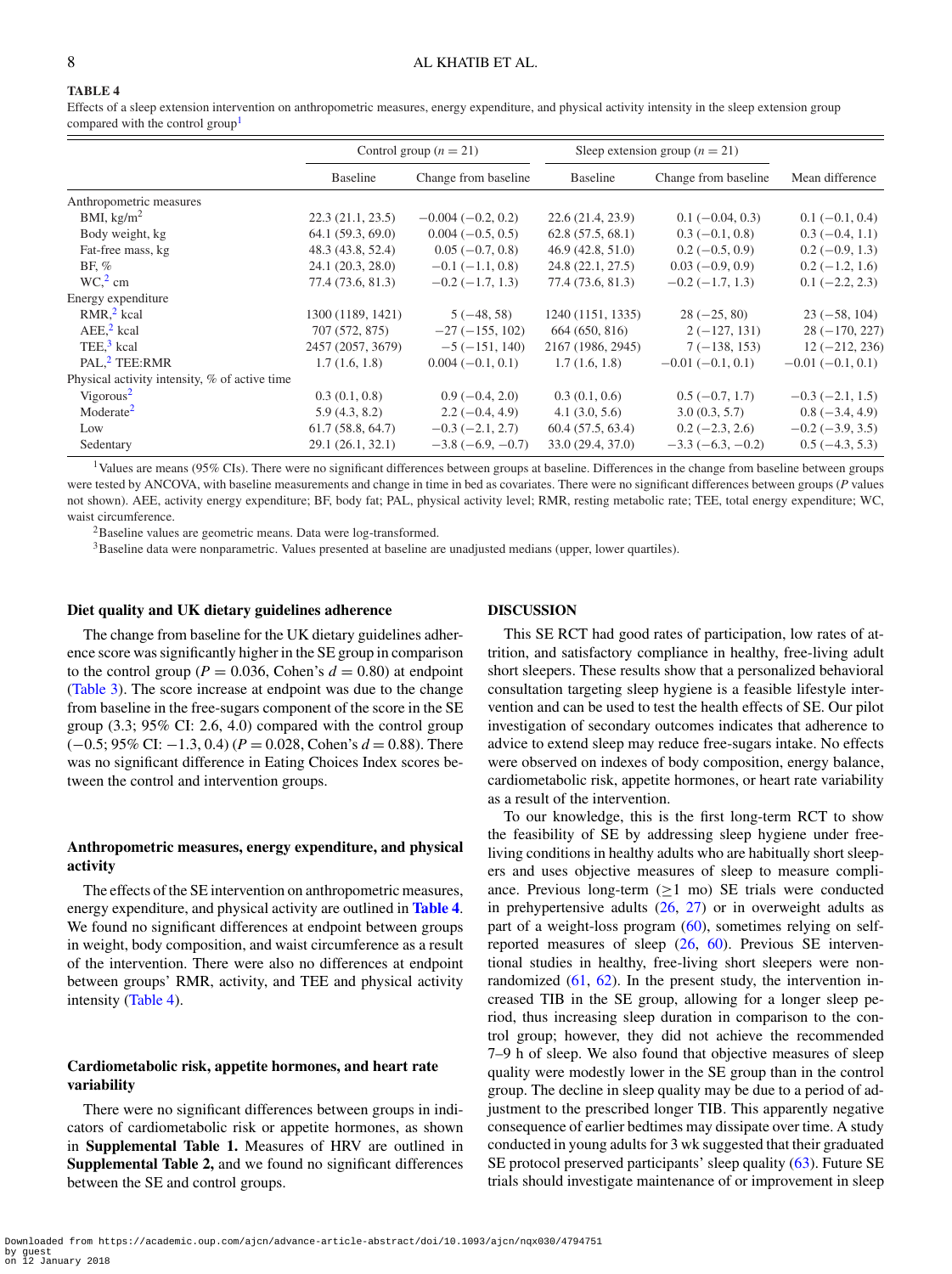**TABLE 4**

Effects of a sleep extension intervention on anthropometric measures, energy expenditure, and physical activity intensity in the sleep extension group compared with the control group[1]

| | Control group ($n$ = 21) | | Sleep extension group ($n$ = 21) | | |
|---|---|---|---|---|---|
| | Baseline | Change from baseline | Baseline | Change from baseline | Mean difference |
| Anthropometric measures | | | | | |
| BMI, kg/m$^2$ | 22.3 (21.1, 23.5) | −0.004 (−0.2, 0.2) | 22.6 (21.4, 23.9) | 0.1 (−0.04, 0.3) | 0.1 (−0.1, 0.4) |
| Body weight, kg | 64.1 (59.3, 69.0) | 0.004 (−0.5, 0.5) | 62.8 (57.5, 68.1) | 0.3 (−0.1, 0.8) | 0.3 (−0.4, 1.1) |
| Fat-free mass, kg | 48.3 (43.8, 52.4) | 0.05 (−0.7, 0.8) | 46.9 (42.8, 51.0) | 0.2 (−0.5, 0.9) | 0.2 (−0.9, 1.3) |
| BF, % | 24.1 (20.3, 28.0) | −0.1 (−1.1, 0.8) | 24.8 (22.1, 27.5) | 0.03 (−0.9, 0.9) | 0.2 (−1.2, 1.6) |
| WC,[2] cm | 77.4 (73.6, 81.3) | −0.2 (−1.7, 1.3) | 77.4 (73.6, 81.3) | −0.2 (−1.7, 1.3) | 0.1 (−2.2, 2.3) |
| Energy expenditure | | | | | |
| RMR,[2] kcal | 1300 (1189, 1421) | 5 (−48, 58) | 1240 (1151, 1335) | 28 (−25, 80) | 23 (−58, 104) |
| AEE,[2] kcal | 707 (572, 875) | −27 (−155, 102) | 664 (650, 816) | 2 (−127, 131) | 28 (−170, 227) |
| TEE,[3] kcal | 2457 (2057, 3679) | −5 (−151, 140) | 2167 (1986, 2945) | 7 (−138, 153) | 12 (−212, 236) |
| PAL,[2] TEE:RMR | 1.7 (1.6, 1.8) | 0.004 (−0.1, 0.1) | 1.7 (1.6, 1.8) | −0.01 (−0.1, 0.1) | −0.01 (−0.1, 0.1) |
| Physical activity intensity, % of active time | | | | | |
| Vigorous[2] | 0.3 (0.1, 0.8) | 0.9 (−0.4, 2.0) | 0.3 (0.1, 0.6) | 0.5 (−0.7, 1.7) | −0.3 (−2.1, 1.5) |
| Moderate[2] | 5.9 (4.3, 8.2) | 2.2 (−0.4, 4.9) | 4.1 (3.0, 5.6) | 3.0 (0.3, 5.7) | 0.8 (−3.4, 4.9) |
| Low | 61.7 (58.8, 64.7) | −0.3 (−2.1, 2.7) | 60.4 (57.5, 63.4) | 0.2 (−2.3, 2.6) | −0.2 (−3.9, 3.5) |
| Sedentary | 29.1 (26.1, 32.1) | −3.8 (−6.9, −0.7) | 33.0 (29.4, 37.0) | −3.3 (−6.3, −0.2) | 0.5 (−4.3, 5.3) |

[1] Values are means (95% CIs). There were no significant differences between groups at baseline. Differences in the change from baseline between groups were tested by ANCOVA, with baseline measurements and change in time in bed as covariates. There were no significant differences between groups ($P$ values not shown). AEE, activity energy expenditure; BF, body fat; PAL, physical activity level; RMR, resting metabolic rate; TEE, total energy expenditure; WC, waist circumference.

[2] Baseline values are geometric means. Data were log-transformed.

[3] Baseline data were nonparametric. Values presented at baseline are unadjusted medians (upper, lower quartiles).

### Diet quality and UK dietary guidelines adherence

The change from baseline for the UK dietary guidelines adherence score was significantly higher in the SE group in comparison to the control group ($P$ = 0.036, Cohen's $d$ = 0.80) at endpoint (Table 3). The score increase at endpoint was due to the change from baseline in the free-sugars component of the score in the SE group (3.3; 95% CI: 2.6, 4.0) compared with the control group (−0.5; 95% CI: −1.3, 0.4) ($P$ = 0.028, Cohen's $d$ = 0.88). There was no significant difference in Eating Choices Index scores between the control and intervention groups.

### Anthropometric measures, energy expenditure, and physical activity

The effects of the SE intervention on anthropometric measures, energy expenditure, and physical activity are outlined in **Table 4**. We found no significant differences at endpoint between groups in weight, body composition, and waist circumference as a result of the intervention. There were also no differences at endpoint between groups' RMR, activity, and TEE and physical activity intensity (Table 4).

### Cardiometabolic risk, appetite hormones, and heart rate variability

There were no significant differences between groups in indicators of cardiometabolic risk or appetite hormones, as shown in **Supplemental Table 1.** Measures of HRV are outlined in **Supplemental Table 2,** and we found no significant differences between the SE and control groups.

## DISCUSSION

This SE RCT had good rates of participation, low rates of attrition, and satisfactory compliance in healthy, free-living adult short sleepers. These results show that a personalized behavioral consultation targeting sleep hygiene is a feasible lifestyle intervention and can be used to test the health effects of SE. Our pilot investigation of secondary outcomes indicates that adherence to advice to extend sleep may reduce free-sugars intake. No effects were observed on indexes of body composition, energy balance, cardiometabolic risk, appetite hormones, or heart rate variability as a result of the intervention.

To our knowledge, this is the first long-term RCT to show the feasibility of SE by addressing sleep hygiene under free-living conditions in healthy adults who are habitually short sleepers and uses objective measures of sleep to measure compliance. Previous long-term (≥1 mo) SE trials were conducted in prehypertensive adults (26, 27) or in overweight adults as part of a weight-loss program (60), sometimes relying on self-reported measures of sleep (26, 60). Previous SE interventional studies in healthy, free-living short sleepers were nonrandomized (61, 62). In the present study, the intervention increased TIB in the SE group, allowing for a longer sleep period, thus increasing sleep duration in comparison to the control group; however, they did not achieve the recommended 7–9 h of sleep. We also found that objective measures of sleep quality were modestly lower in the SE group than in the control group. The decline in sleep quality may be due to a period of adjustment to the prescribed longer TIB. This apparently negative consequence of earlier bedtimes may dissipate over time. A study conducted in young adults for 3 wk suggested that their graduated SE protocol preserved participants' sleep quality (63). Future SE trials should investigate maintenance of or improvement in sleep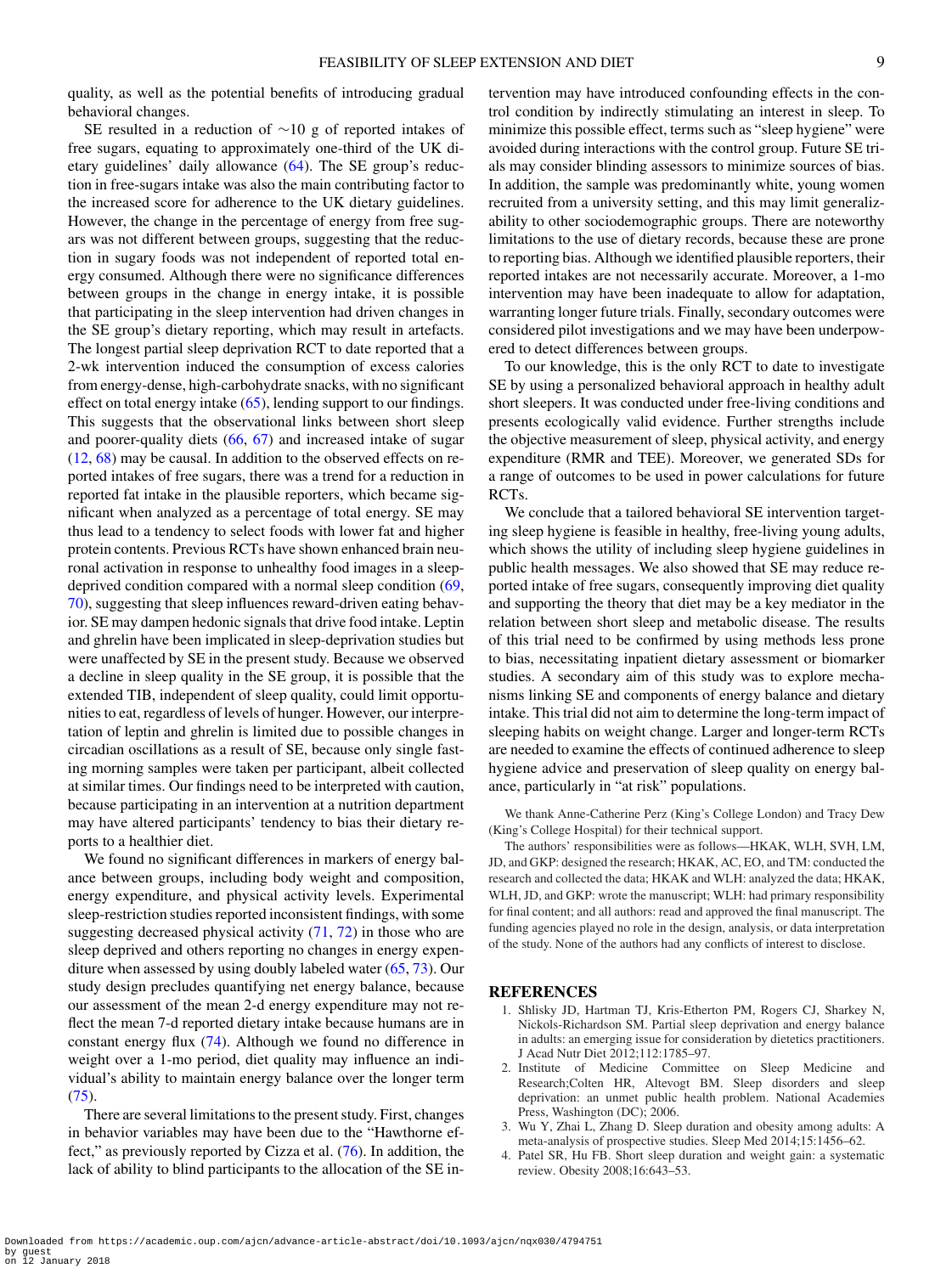quality, as well as the potential benefits of introducing gradual behavioral changes.

SE resulted in a reduction of ∼10 g of reported intakes of free sugars, equating to approximately one-third of the UK dietary guidelines' daily allowance (64). The SE group's reduction in free-sugars intake was also the main contributing factor to the increased score for adherence to the UK dietary guidelines. However, the change in the percentage of energy from free sugars was not different between groups, suggesting that the reduction in sugary foods was not independent of reported total energy consumed. Although there were no significance differences between groups in the change in energy intake, it is possible that participating in the sleep intervention had driven changes in the SE group's dietary reporting, which may result in artefacts. The longest partial sleep deprivation RCT to date reported that a 2-wk intervention induced the consumption of excess calories from energy-dense, high-carbohydrate snacks, with no significant effect on total energy intake (65), lending support to our findings. This suggests that the observational links between short sleep and poorer-quality diets (66, 67) and increased intake of sugar (12, 68) may be causal. In addition to the observed effects on reported intakes of free sugars, there was a trend for a reduction in reported fat intake in the plausible reporters, which became significant when analyzed as a percentage of total energy. SE may thus lead to a tendency to select foods with lower fat and higher protein contents. Previous RCTs have shown enhanced brain neuronal activation in response to unhealthy food images in a sleep-deprived condition compared with a normal sleep condition (69, 70), suggesting that sleep influences reward-driven eating behavior. SE may dampen hedonic signals that drive food intake. Leptin and ghrelin have been implicated in sleep-deprivation studies but were unaffected by SE in the present study. Because we observed a decline in sleep quality in the SE group, it is possible that the extended TIB, independent of sleep quality, could limit opportunities to eat, regardless of levels of hunger. However, our interpretation of leptin and ghrelin is limited due to possible changes in circadian oscillations as a result of SE, because only single fasting morning samples were taken per participant, albeit collected at similar times. Our findings need to be interpreted with caution, because participating in an intervention at a nutrition department may have altered participants' tendency to bias their dietary reports to a healthier diet.

We found no significant differences in markers of energy balance between groups, including body weight and composition, energy expenditure, and physical activity levels. Experimental sleep-restriction studies reported inconsistent findings, with some suggesting decreased physical activity (71, 72) in those who are sleep deprived and others reporting no changes in energy expenditure when assessed by using doubly labeled water (65, 73). Our study design precludes quantifying net energy balance, because our assessment of the mean 2-d energy expenditure may not reflect the mean 7-d reported dietary intake because humans are in constant energy flux (74). Although we found no difference in weight over a 1-mo period, diet quality may influence an individual's ability to maintain energy balance over the longer term (75).

There are several limitations to the present study. First, changes in behavior variables may have been due to the "Hawthorne effect," as previously reported by Cizza et al. (76). In addition, the lack of ability to blind participants to the allocation of the SE intervention may have introduced confounding effects in the control condition by indirectly stimulating an interest in sleep. To minimize this possible effect, terms such as "sleep hygiene" were avoided during interactions with the control group. Future SE trials may consider blinding assessors to minimize sources of bias. In addition, the sample was predominantly white, young women recruited from a university setting, and this may limit generalizability to other sociodemographic groups. There are noteworthy limitations to the use of dietary records, because these are prone to reporting bias. Although we identified plausible reporters, their reported intakes are not necessarily accurate. Moreover, a 1-mo intervention may have been inadequate to allow for adaptation, warranting longer future trials. Finally, secondary outcomes were considered pilot investigations and we may have been underpowered to detect differences between groups.

To our knowledge, this is the only RCT to date to investigate SE by using a personalized behavioral approach in healthy adult short sleepers. It was conducted under free-living conditions and presents ecologically valid evidence. Further strengths include the objective measurement of sleep, physical activity, and energy expenditure (RMR and TEE). Moreover, we generated SDs for a range of outcomes to be used in power calculations for future RCTs.

We conclude that a tailored behavioral SE intervention targeting sleep hygiene is feasible in healthy, free-living young adults, which shows the utility of including sleep hygiene guidelines in public health messages. We also showed that SE may reduce reported intake of free sugars, consequently improving diet quality and supporting the theory that diet may be a key mediator in the relation between short sleep and metabolic disease. The results of this trial need to be confirmed by using methods less prone to bias, necessitating inpatient dietary assessment or biomarker studies. A secondary aim of this study was to explore mechanisms linking SE and components of energy balance and dietary intake. This trial did not aim to determine the long-term impact of sleeping habits on weight change. Larger and longer-term RCTs are needed to examine the effects of continued adherence to sleep hygiene advice and preservation of sleep quality on energy balance, particularly in "at risk" populations.

We thank Anne-Catherine Perz (King's College London) and Tracy Dew (King's College Hospital) for their technical support.

The authors' responsibilities were as follows—HKAK, WLH, SVH, LM, JD, and GKP: designed the research; HKAK, AC, EO, and TM: conducted the research and collected the data; HKAK and WLH: analyzed the data; HKAK, WLH, JD, and GKP: wrote the manuscript; WLH: had primary responsibility for final content; and all authors: read and approved the final manuscript. The funding agencies played no role in the design, analysis, or data interpretation of the study. None of the authors had any conflicts of interest to disclose.

## REFERENCES

1. Shlisky JD, Hartman TJ, Kris-Etherton PM, Rogers CJ, Sharkey N, Nickols-Richardson SM. Partial sleep deprivation and energy balance in adults: an emerging issue for consideration by dietetics practitioners. J Acad Nutr Diet 2012;112:1785–97.
2. Institute of Medicine Committee on Sleep Medicine and Research;Colten HR, Altevogt BM. Sleep disorders and sleep deprivation: an unmet public health problem. National Academies Press, Washington (DC); 2006.
3. Wu Y, Zhai L, Zhang D. Sleep duration and obesity among adults: A meta-analysis of prospective studies. Sleep Med 2014;15:1456–62.
4. Patel SR, Hu FB. Short sleep duration and weight gain: a systematic review. Obesity 2008;16:643–53.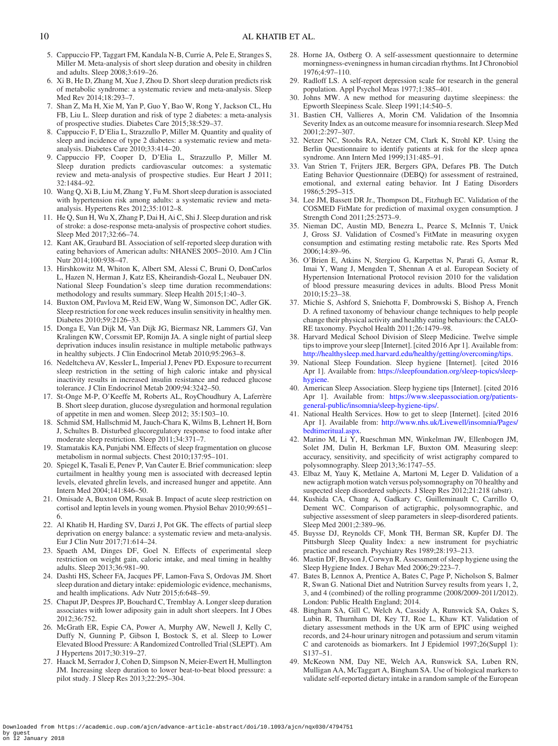5. Cappuccio FP, Taggart FM, Kandala N-B, Currie A, Pele E, Stranges S, Miller M. Meta-analysis of short sleep duration and obesity in children and adults. Sleep 2008;3:619–26.
6. Xi B, He D, Zhang M, Xue J, Zhou D. Short sleep duration predicts risk of metabolic syndrome: a systematic review and meta-analysis. Sleep Med Rev 2014;18:293–7.
7. Shan Z, Ma H, Xie M, Yan P, Guo Y, Bao W, Rong Y, Jackson CL, Hu FB, Liu L. Sleep duration and risk of type 2 diabetes: a meta-analysis of prospective studies. Diabetes Care 2015;38:529–37.
8. Cappuccio F, D'Elia L, Strazzullo P, Miller M. Quantity and quality of sleep and incidence of type 2 diabetes: a systematic review and meta-analysis. Diabetes Care 2010;33:414–20.
9. Cappuccio FP, Cooper D, D'Elia L, Strazzullo P, Miller M. Sleep duration predicts cardiovascular outcomes: a systematic review and meta-analysis of prospective studies. Eur Heart J 2011; 32:1484–92.
10. Wang Q, Xi B, Liu M, Zhang Y, Fu M. Short sleep duration is associated with hypertension risk among adults: a systematic review and meta-analysis. Hypertens Res 2012;35:1012–8.
11. He Q, Sun H, Wu X, Zhang P, Dai H, Ai C, Shi J. Sleep duration and risk of stroke: a dose-response meta-analysis of prospective cohort studies. Sleep Med 2017;32:66–74.
12. Kant AK, Graubard BI. Association of self-reported sleep duration with eating behaviors of American adults: NHANES 2005–2010. Am J Clin Nutr 2014;100:938–47.
13. Hirshkowitz M, Whiton K, Albert SM, Alessi C, Bruni O, DonCarlos L, Hazen N, Herman J, Katz ES, Kheirandish-Gozal L, Neubauer DN. National Sleep Foundation's sleep time duration recommendations: methodology and results summary. Sleep Health 2015;1:40–3.
14. Buxton OM, Pavlova M, Reid EW, Wang W, Simonson DC, Adler GK. Sleep restriction for one week reduces insulin sensitivity in healthy men. Diabetes 2010;59:2126–33.
15. Donga E, Van Dijk M, Van Dijk JG, Biermasz NR, Lammers GJ, Van Kralingen KW, Corssmit EP, Romijn JA. A single night of partial sleep deprivation induces insulin resistance in multiple metabolic pathways in healthy subjects. J Clin Endocrinol Metab 2010;95:2963–8.
16. Nedeltcheva AV, Kessler L, Imperial J, Penev PD. Exposure to recurrent sleep restriction in the setting of high caloric intake and physical inactivity results in increased insulin resistance and reduced glucose tolerance. J Clin Endocrinol Metab 2009;94:3242–50.
17. St-Onge M-P, O'Keeffe M, Roberts AL, RoyChoudhury A, Laferrère B. Short sleep duration, glucose dysregulation and hormonal regulation of appetite in men and women. Sleep 2012; 35:1503–10.
18. Schmid SM, Hallschmid M, Jauch-Chara K, Wilms B, Lehnert H, Born J, Schultes B. Disturbed glucoregulatory response to food intake after moderate sleep restriction. Sleep 2011;34:371–7.
19. Stamatakis KA, Punjabi NM. Effects of sleep fragmentation on glucose metabolism in normal subjects. Chest 2010;137:95–101.
20. Spiegel K, Tasali E, Penev P, Van Cauter E. Brief communication: sleep curtailment in healthy young men is associated with decreased leptin levels, elevated ghrelin levels, and increased hunger and appetite. Ann Intern Med 2004;141:846–50.
21. Omisade A, Buxton OM, Rusak B. Impact of acute sleep restriction on cortisol and leptin levels in young women. Physiol Behav 2010;99:651–6.
22. Al Khatib H, Harding SV, Darzi J, Pot GK. The effects of partial sleep deprivation on energy balance: a systematic review and meta-analysis. Eur J Clin Nutr 2017;71:614–24.
23. Spaeth AM, Dinges DF, Goel N. Effects of experimental sleep restriction on weight gain, caloric intake, and meal timing in healthy adults. Sleep 2013;36:981–90.
24. Dashti HS, Scheer FA, Jacques PF, Lamon-Fava S, Ordovas JM. Short sleep duration and dietary intake: epidemiologic evidence, mechanisms, and health implications. Adv Nutr 2015;6:648–59.
25. Chaput JP, Despres JP, Bouchard C, Tremblay A. Longer sleep duration associates with lower adiposity gain in adult short sleepers. Int J Obes 2012;36:752.
26. McGrath ER, Espie CA, Power A, Murphy AW, Newell J, Kelly C, Duffy N, Gunning P, Gibson I, Bostock S, et al. Sleep to Lower Elevated Blood Pressure: A Randomized Controlled Trial (SLEPT). Am J Hypertens 2017;30:319–27.
27. Haack M, Serrador J, Cohen D, Simpson N, Meier-Ewert H, Mullington JM. Increasing sleep duration to lower beat-to-beat blood pressure: a pilot study. J Sleep Res 2013;22:295–304.
28. Horne JA, Ostberg O. A self-assessment questionnaire to determine morningness-eveningness in human circadian rhythms. Int J Chronobiol 1976;4:97–110.
29. Radloff LS. A self-report depression scale for research in the general population. Appl Psychol Meas 1977;1:385–401.
30. Johns MW. A new method for measuring daytime sleepiness: the Epworth Sleepiness Scale. Sleep 1991;14:540–5.
31. Bastien CH, Vallieres A, Morin CM. Validation of the Insomnia Severity Index as an outcome measure for insomnia research. Sleep Med 2001;2:297–307.
32. Netzer NC, Stoohs RA, Netzer CM, Clark K, Strohl KP. Using the Berlin Questionnaire to identify patients at risk for the sleep apnea syndrome. Ann Intern Med 1999;131:485–91.
33. Van Strien T, Frijters JER, Bergers GPA, Defares PB. The Dutch Eating Behavior Questionnaire (DEBQ) for assessment of restrained, emotional, and external eating behavior. Int J Eating Disorders 1986;5:295–315.
34. Lee JM, Bassett DR Jr., Thompson DL, Fitzhugh EC. Validation of the COSMED FitMate for prediction of maximal oxygen consumption. J Strength Cond 2011;25:2573–9.
35. Nieman DC, Austin MD, Benezra L, Pearce S, McInnis T, Unick J, Gross SJ. Validation of Cosmed's FitMate in measuring oxygen consumption and estimating resting metabolic rate. Res Sports Med 2006;14:89–96.
36. O'Brien E, Atkins N, Stergiou G, Karpettas N, Parati G, Asmar R, Imai Y, Wang J, Mengden T, Shennan A et al. European Society of Hypertension International Protocol revision 2010 for the validation of blood pressure measuring devices in adults. Blood Press Monit 2010;15:23–38.
37. Michie S, Ashford S, Sniehotta F, Dombrowski S, Bishop A, French D. A refined taxonomy of behaviour change techniques to help people change their physical activity and healthy eating behaviours: the CALO-RE taxonomy. Psychol Health 2011;26:1479–98.
38. Harvard Medical School Division of Sleep Medicine. Twelve simple tips to improve your sleep [Internet]. [cited 2016 Apr 1]. Available from: http://healthysleep.med.harvard.edu/healthy/getting/overcoming/tips.
39. National Sleep Foundation. Sleep hygiene [Internet]. [cited 2016 Apr 1]. Available from: https://sleepfoundation.org/sleep-topics/sleep-hygiene.
40. American Sleep Association. Sleep hygiene tips [Internet]. [cited 2016 Apr 1]. Available from: https://www.sleepassociation.org/patients-general-public/insomnia/sleep-hygiene-tips/.
41. National Health Services. How to get to sleep [Internet]. [cited 2016 Apr 1]. Available from: http://www.nhs.uk/Livewell/insomnia/Pages/bedtimeritual.aspx.
42. Marino M, Li Y, Rueschman MN, Winkelman JW, Ellenbogen JM, Solet JM, Dulin H, Berkman LF, Buxton OM. Measuring sleep: accuracy, sensitivity, and specificity of wrist actigraphy compared to polysomnography. Sleep 2013;36:1747–55.
43. Elbaz M, Yauy K, Metlaine A, Martoni M, Leger D. Validation of a new actigraph motion watch versus polysomnography on 70 healthy and suspected sleep disordered subjects. J Sleep Res 2012;21:218 (abstr).
44. Kushida CA, Chang A, Gadkary C, Guilleminault C, Carrillo O, Dement WC. Comparison of actigraphic, polysomnographic, and subjective assessment of sleep parameters in sleep-disordered patients. Sleep Med 2001;2:389–96.
45. Buysse DJ, Reynolds CF, Monk TH, Berman SR, Kupfer DJ. The Pittsburgh Sleep Quality Index: a new instrument for psychiatric practice and research. Psychiatry Res 1989;28:193–213.
46. Mastin DF, Bryson J, Corwyn R. Assessment of sleep hygiene using the Sleep Hygiene Index. J Behav Med 2006;29:223–7.
47. Bates B, Lennox A, Prentice A, Bates C, Page P, Nicholson S, Balmer R, Swan G. National Diet and Nutrition Survey results from years 1, 2, 3, and 4 (combined) of the rolling programme (2008/2009-2011/2012). London: Public Health England; 2014.
48. Bingham SA, Gill C, Welch A, Cassidy A, Runswick SA, Oakes S, Lubin R, Thurnham DI, Key TJ, Roe L, Khaw KT. Validation of dietary assessment methods in the UK arm of EPIC using weighed records, and 24-hour urinary nitrogen and potassium and serum vitamin C and carotenoids as biomarkers. Int J Epidemiol 1997;26(Suppl 1): S137–51.
49. McKeown NM, Day NE, Welch AA, Runswick SA, Luben RN, Mulligan AA, McTaggart A, Bingham SA. Use of biological markers to validate self-reported dietary intake in a random sample of the European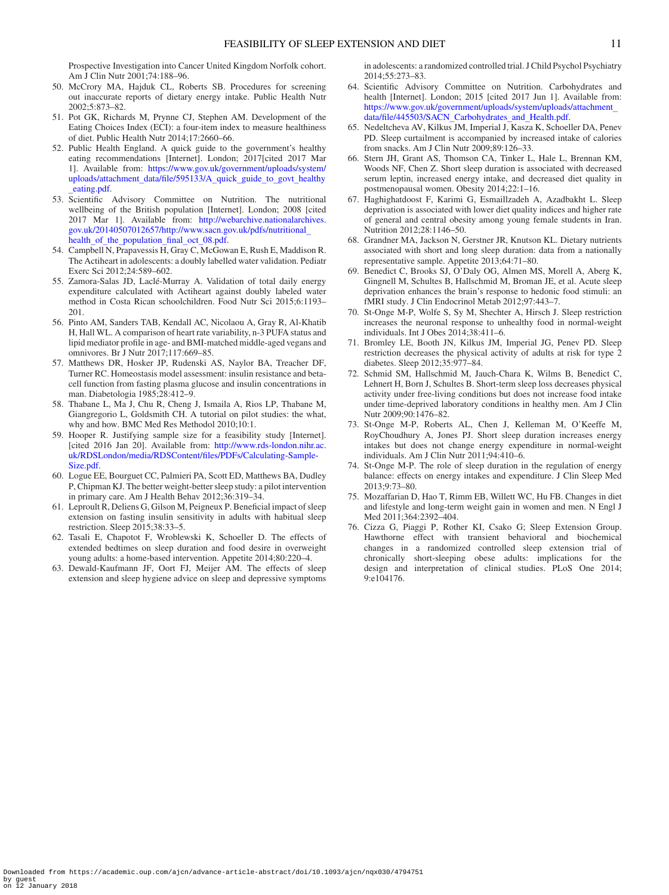Prospective Investigation into Cancer United Kingdom Norfolk cohort. Am J Clin Nutr 2001;74:188–96.

50. McCrory MA, Hajduk CL, Roberts SB. Procedures for screening out inaccurate reports of dietary energy intake. Public Health Nutr 2002;5:873–82.
51. Pot GK, Richards M, Prynne CJ, Stephen AM. Development of the Eating Choices Index (ECI): a four-item index to measure healthiness of diet. Public Health Nutr 2014;17:2660–66.
52. Public Health England. A quick guide to the government's healthy eating recommendations [Internet]. London; 2017[cited 2017 Mar 1]. Available from: https://www.gov.uk/government/uploads/system/uploads/attachment_data/file/595133/A_quick_guide_to_govt_healthy_eating.pdf.
53. Scientific Advisory Committee on Nutrition. The nutritional wellbeing of the British population [Internet]. London; 2008 [cited 2017 Mar 1]. Available from: http://webarchive.nationalarchives.gov.uk/20140507012657/http://www.sacn.gov.uk/pdfs/nutritional_health_of_the_population_final_oct_08.pdf.
54. Campbell N, Prapavessis H, Gray C, McGowan E, Rush E, Maddison R. The Actiheart in adolescents: a doubly labelled water validation. Pediatr Exerc Sci 2012;24:589–602.
55. Zamora-Salas JD, Laclé-Murray A. Validation of total daily energy expenditure calculated with Actiheart against doubly labeled water method in Costa Rican schoolchildren. Food Nutr Sci 2015;6:1193–201.
56. Pinto AM, Sanders TAB, Kendall AC, Nicolaou A, Gray R, Al-Khatib H, Hall WL. A comparison of heart rate variability, n-3 PUFA status and lipid mediator profile in age- and BMI-matched middle-aged vegans and omnivores. Br J Nutr 2017;117:669–85.
57. Matthews DR, Hosker JP, Rudenski AS, Naylor BA, Treacher DF, Turner RC. Homeostasis model assessment: insulin resistance and beta-cell function from fasting plasma glucose and insulin concentrations in man. Diabetologia 1985;28:412–9.
58. Thabane L, Ma J, Chu R, Cheng J, Ismaila A, Rios LP, Thabane M, Giangregorio L, Goldsmith CH. A tutorial on pilot studies: the what, why and how. BMC Med Res Methodol 2010;10:1.
59. Hooper R. Justifying sample size for a feasibility study [Internet]. [cited 2016 Jan 20]. Available from: http://www.rds-london.nihr.ac.uk/RDSLondon/media/RDSContent/files/PDFs/Calculating-Sample-Size.pdf.
60. Logue EE, Bourguet CC, Palmieri PA, Scott ED, Matthews BA, Dudley P, Chipman KJ. The better weight-better sleep study: a pilot intervention in primary care. Am J Health Behav 2012;36:319–34.
61. Leproult R, Deliens G, Gilson M, Peigneux P. Beneficial impact of sleep extension on fasting insulin sensitivity in adults with habitual sleep restriction. Sleep 2015;38:33–5.
62. Tasali E, Chapotot F, Wroblewski K, Schoeller D. The effects of extended bedtimes on sleep duration and food desire in overweight young adults: a home-based intervention. Appetite 2014;80:220–4.
63. Dewald-Kaufmann JF, Oort FJ, Meijer AM. The effects of sleep extension and sleep hygiene advice on sleep and depressive symptoms in adolescents: a randomized controlled trial. J Child Psychol Psychiatry 2014;55:273–83.
64. Scientific Advisory Committee on Nutrition. Carbohydrates and health [Internet]. London; 2015 [cited 2017 Jun 1]. Available from: https://www.gov.uk/government/uploads/system/uploads/attachment_data/file/445503/SACN_Carbohydrates_and_Health.pdf.
65. Nedeltcheva AV, Kilkus JM, Imperial J, Kasza K, Schoeller DA, Penev PD. Sleep curtailment is accompanied by increased intake of calories from snacks. Am J Clin Nutr 2009;89:126–33.
66. Stern JH, Grant AS, Thomson CA, Tinker L, Hale L, Brennan KM, Woods NF, Chen Z. Short sleep duration is associated with decreased serum leptin, increased energy intake, and decreased diet quality in postmenopausal women. Obesity 2014;22:1–16.
67. Haghighatdoost F, Karimi G, Esmaillzadeh A, Azadbakht L. Sleep deprivation is associated with lower diet quality indices and higher rate of general and central obesity among young female students in Iran. Nutrition 2012;28:1146–50.
68. Grandner MA, Jackson N, Gerstner JR, Knutson KL. Dietary nutrients associated with short and long sleep duration: data from a nationally representative sample. Appetite 2013;64:71–80.
69. Benedict C, Brooks SJ, O'Daly OG, Almen MS, Morell A, Aberg K, Gingnell M, Schultes B, Hallschmid M, Broman JE, et al. Acute sleep deprivation enhances the brain's response to hedonic food stimuli: an fMRI study. J Clin Endocrinol Metab 2012;97:443–7.
70. St-Onge M-P, Wolfe S, Sy M, Shechter A, Hirsch J. Sleep restriction increases the neuronal response to unhealthy food in normal-weight individuals. Int J Obes 2014;38:411–6.
71. Bromley LE, Booth JN, Kilkus JM, Imperial JG, Penev PD. Sleep restriction decreases the physical activity of adults at risk for type 2 diabetes. Sleep 2012;35:977–84.
72. Schmid SM, Hallschmid M, Jauch-Chara K, Wilms B, Benedict C, Lehnert H, Born J, Schultes B. Short-term sleep loss decreases physical activity under free-living conditions but does not increase food intake under time-deprived laboratory conditions in healthy men. Am J Clin Nutr 2009;90:1476–82.
73. St-Onge M-P, Roberts AL, Chen J, Kelleman M, O'Keeffe M, RoyChoudhury A, Jones PJ. Short sleep duration increases energy intakes but does not change energy expenditure in normal-weight individuals. Am J Clin Nutr 2011;94:410–6.
74. St-Onge M-P. The role of sleep duration in the regulation of energy balance: effects on energy intakes and expenditure. J Clin Sleep Med 2013;9:73–80.
75. Mozaffarian D, Hao T, Rimm EB, Willett WC, Hu FB. Changes in diet and lifestyle and long-term weight gain in women and men. N Engl J Med 2011;364:2392–404.
76. Cizza G, Piaggi P, Rother KI, Csako G; Sleep Extension Group. Hawthorne effect with transient behavioral and biochemical changes in a randomized controlled sleep extension trial of chronically short-sleeping obese adults: implications for the design and interpretation of clinical studies. PLoS One 2014; 9:e104176.